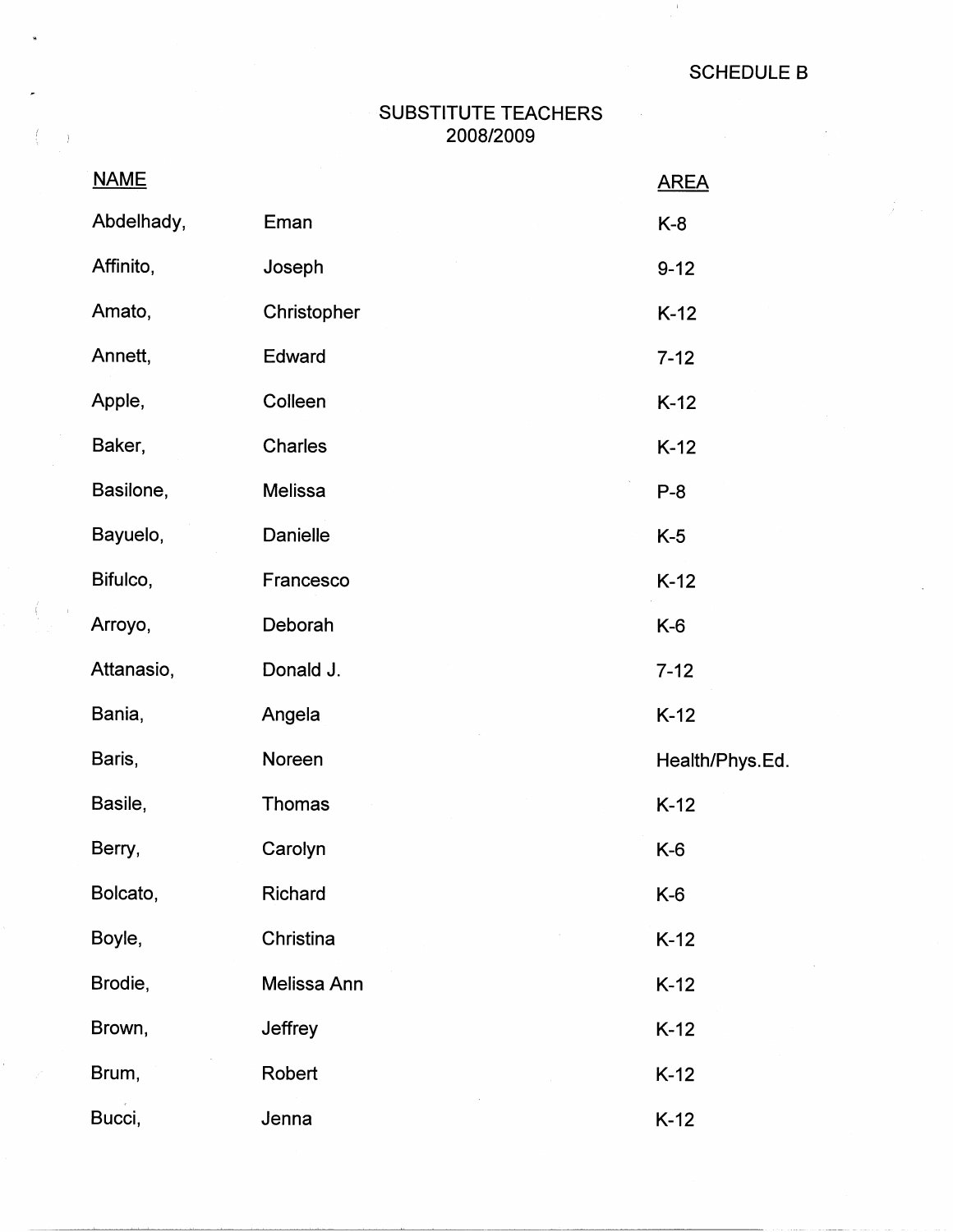SCHEDULE B

# SUBSTITUTE TEACHERS
## 2008/2009

| NAME | | AREA |
|---|---|---|
| Abdelhady, | Eman | K-8 |
| Affinito, | Joseph | 9-12 |
| Amato, | Christopher | K-12 |
| Annett, | Edward | 7-12 |
| Apple, | Colleen | K-12 |
| Baker, | Charles | K-12 |
| Basilone, | Melissa | P-8 |
| Bayuelo, | Danielle | K-5 |
| Bifulco, | Francesco | K-12 |
| Arroyo, | Deborah | K-6 |
| Attanasio, | Donald J. | 7-12 |
| Bania, | Angela | K-12 |
| Baris, | Noreen | Health/Phys.Ed. |
| Basile, | Thomas | K-12 |
| Berry, | Carolyn | K-6 |
| Bolcato, | Richard | K-6 |
| Boyle, | Christina | K-12 |
| Brodie, | Melissa Ann | K-12 |
| Brown, | Jeffrey | K-12 |
| Brum, | Robert | K-12 |
| Bucci, | Jenna | K-12 |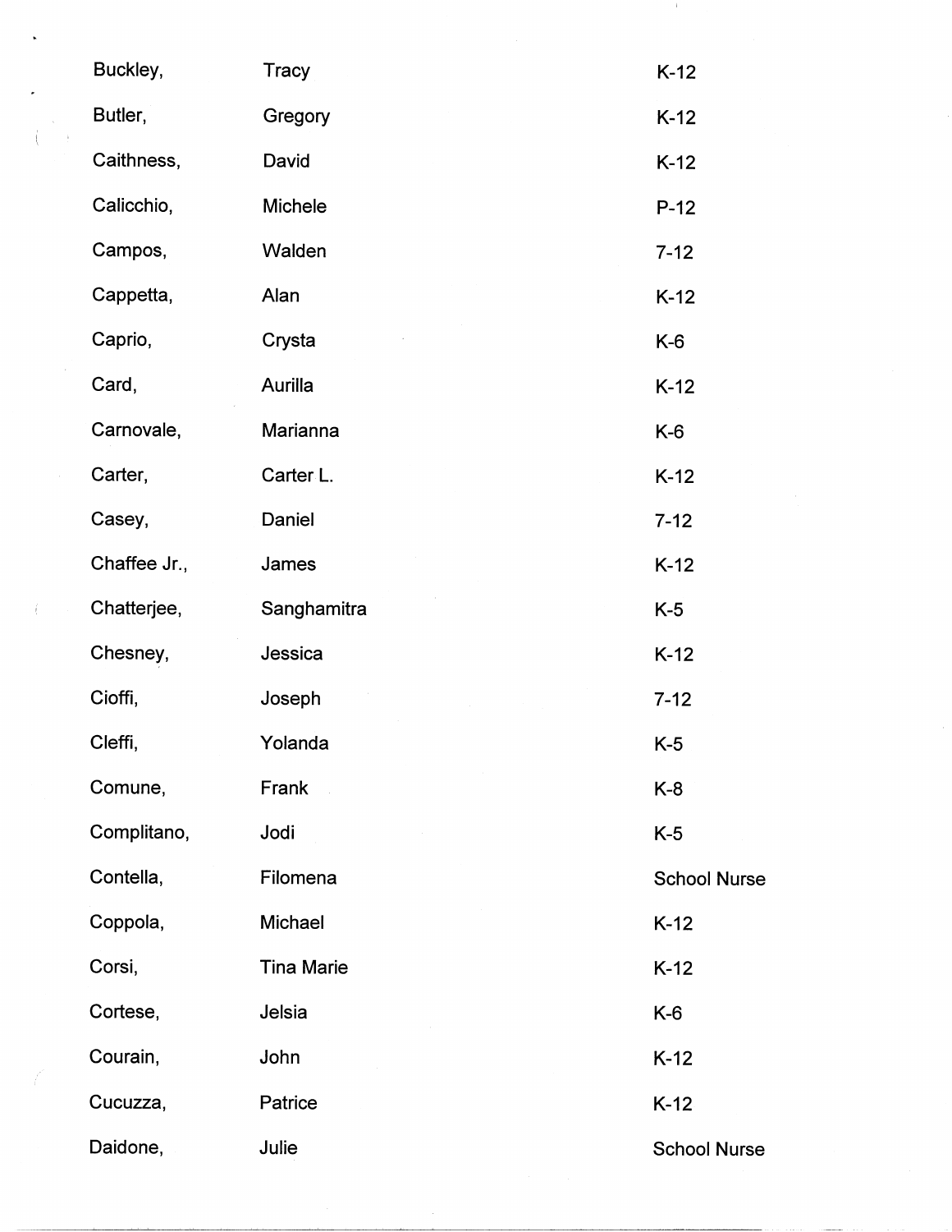| | | |
|---|---|---|
| Buckley, | Tracy | K-12 |
| Butler, | Gregory | K-12 |
| Caithness, | David | K-12 |
| Calicchio, | Michele | P-12 |
| Campos, | Walden | 7-12 |
| Cappetta, | Alan | K-12 |
| Caprio, | Crysta | K-6 |
| Card, | Aurilla | K-12 |
| Carnovale, | Marianna | K-6 |
| Carter, | Carter L. | K-12 |
| Casey, | Daniel | 7-12 |
| Chaffee Jr., | James | K-12 |
| Chatterjee, | Sanghamitra | K-5 |
| Chesney, | Jessica | K-12 |
| Cioffi, | Joseph | 7-12 |
| Cleffi, | Yolanda | K-5 |
| Comune, | Frank | K-8 |
| Complitano, | Jodi | K-5 |
| Contella, | Filomena | School Nurse |
| Coppola, | Michael | K-12 |
| Corsi, | Tina Marie | K-12 |
| Cortese, | Jelsia | K-6 |
| Courain, | John | K-12 |
| Cucuzza, | Patrice | K-12 |
| Daidone, | Julie | School Nurse |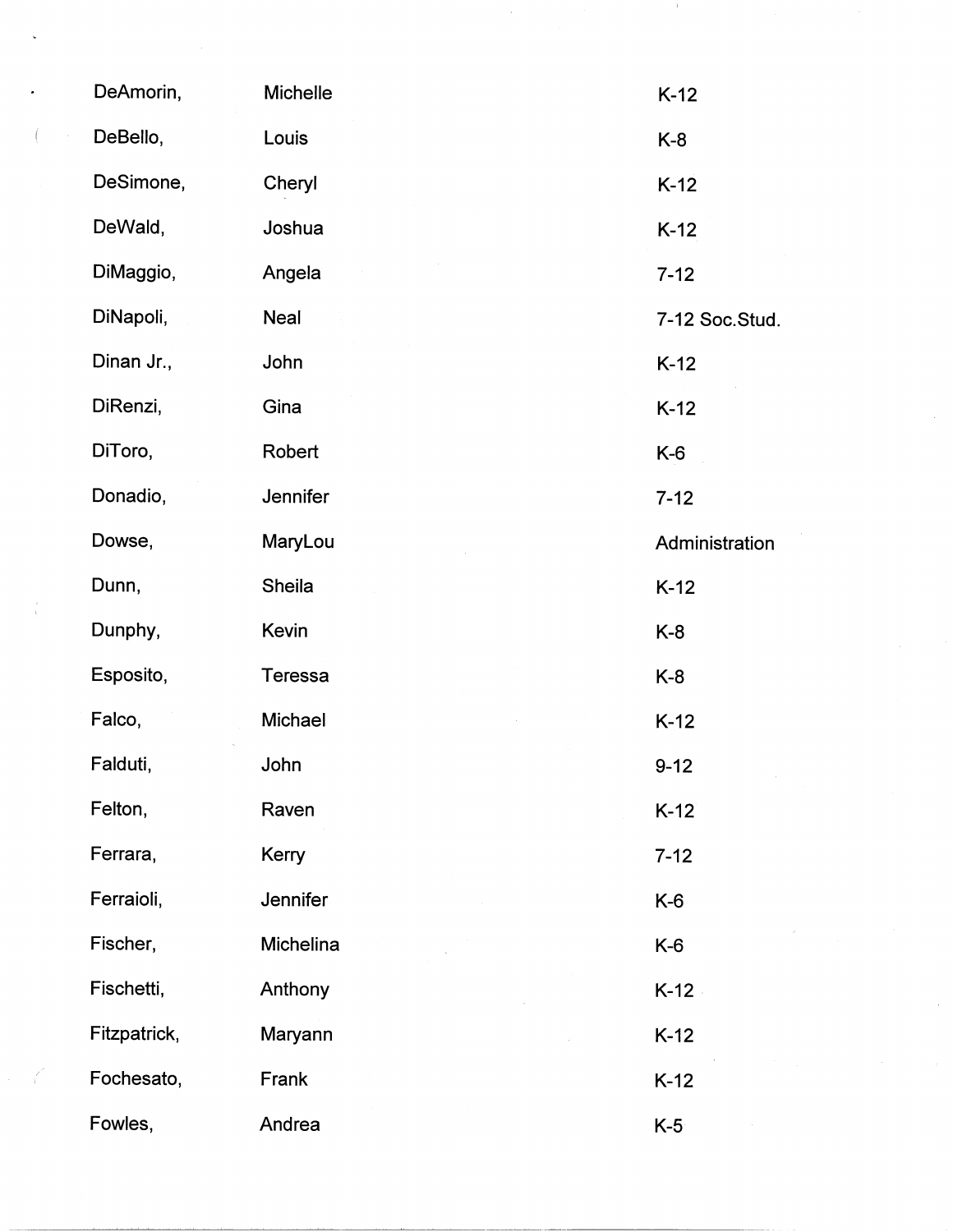| | | |
|---|---|---|
| DeAmorin, | Michelle | K-12 |
| DeBello, | Louis | K-8 |
| DeSimone, | Cheryl | K-12 |
| DeWald, | Joshua | K-12 |
| DiMaggio, | Angela | 7-12 |
| DiNapoli, | Neal | 7-12 Soc.Stud. |
| Dinan Jr., | John | K-12 |
| DiRenzi, | Gina | K-12 |
| DiToro, | Robert | K-6 |
| Donadio, | Jennifer | 7-12 |
| Dowse, | MaryLou | Administration |
| Dunn, | Sheila | K-12 |
| Dunphy, | Kevin | K-8 |
| Esposito, | Teressa | K-8 |
| Falco, | Michael | K-12 |
| Falduti, | John | 9-12 |
| Felton, | Raven | K-12 |
| Ferrara, | Kerry | 7-12 |
| Ferraioli, | Jennifer | K-6 |
| Fischer, | Michelina | K-6 |
| Fischetti, | Anthony | K-12 |
| Fitzpatrick, | Maryann | K-12 |
| Fochesato, | Frank | K-12 |
| Fowles, | Andrea | K-5 |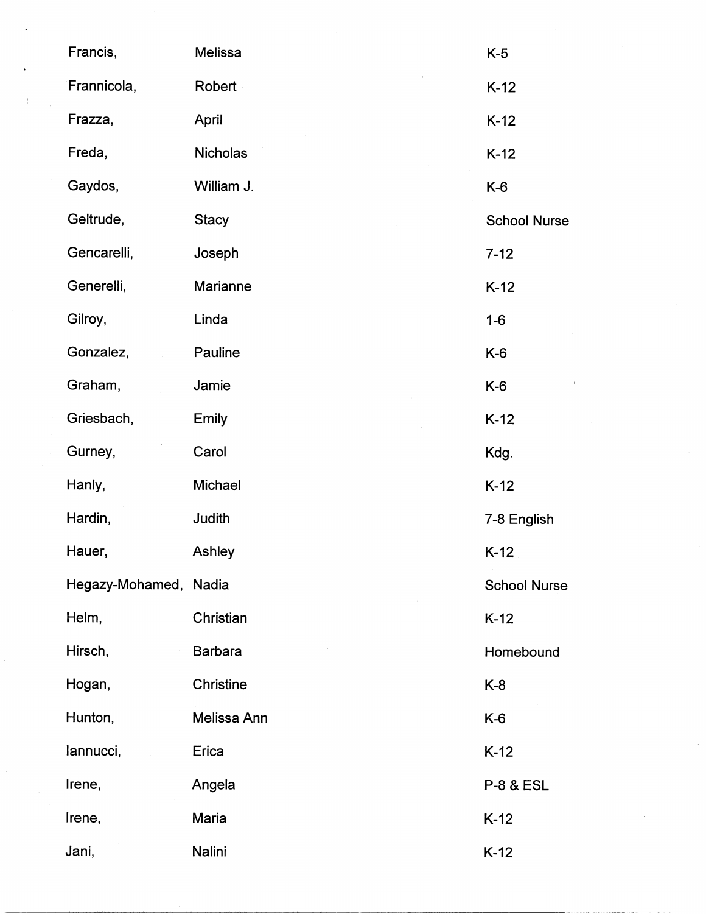| | | |
|---|---|---|
| Francis, | Melissa | K-5 |
| Frannicola, | Robert | K-12 |
| Frazza, | April | K-12 |
| Freda, | Nicholas | K-12 |
| Gaydos, | William J. | K-6 |
| Geltrude, | Stacy | School Nurse |
| Gencarelli, | Joseph | 7-12 |
| Generelli, | Marianne | K-12 |
| Gilroy, | Linda | 1-6 |
| Gonzalez, | Pauline | K-6 |
| Graham, | Jamie | K-6 |
| Griesbach, | Emily | K-12 |
| Gurney, | Carol | Kdg. |
| Hanly, | Michael | K-12 |
| Hardin, | Judith | 7-8 English |
| Hauer, | Ashley | K-12 |
| Hegazy-Mohamed, | Nadia | School Nurse |
| Helm, | Christian | K-12 |
| Hirsch, | Barbara | Homebound |
| Hogan, | Christine | K-8 |
| Hunton, | Melissa Ann | K-6 |
| Iannucci, | Erica | K-12 |
| Irene, | Angela | P-8 & ESL |
| Irene, | Maria | K-12 |
| Jani, | Nalini | K-12 |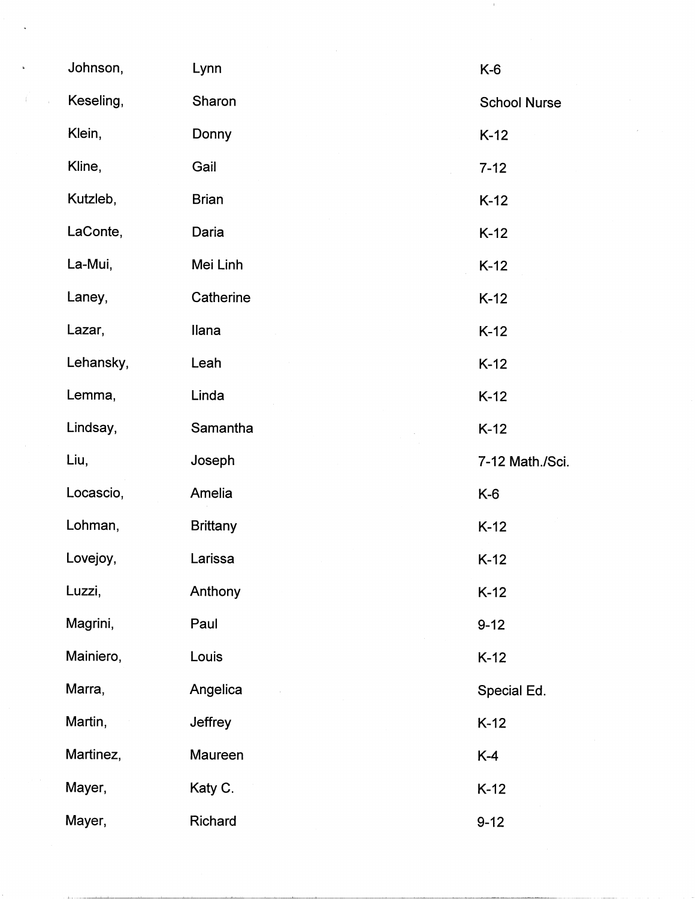| | | |
|---|---|---|
| Johnson, | Lynn | K-6 |
| Keseling, | Sharon | School Nurse |
| Klein, | Donny | K-12 |
| Kline, | Gail | 7-12 |
| Kutzleb, | Brian | K-12 |
| LaConte, | Daria | K-12 |
| La-Mui, | Mei Linh | K-12 |
| Laney, | Catherine | K-12 |
| Lazar, | Ilana | K-12 |
| Lehansky, | Leah | K-12 |
| Lemma, | Linda | K-12 |
| Lindsay, | Samantha | K-12 |
| Liu, | Joseph | 7-12 Math./Sci. |
| Locascio, | Amelia | K-6 |
| Lohman, | Brittany | K-12 |
| Lovejoy, | Larissa | K-12 |
| Luzzi, | Anthony | K-12 |
| Magrini, | Paul | 9-12 |
| Mainiero, | Louis | K-12 |
| Marra, | Angelica | Special Ed. |
| Martin, | Jeffrey | K-12 |
| Martinez, | Maureen | K-4 |
| Mayer, | Katy C. | K-12 |
| Mayer, | Richard | 9-12 |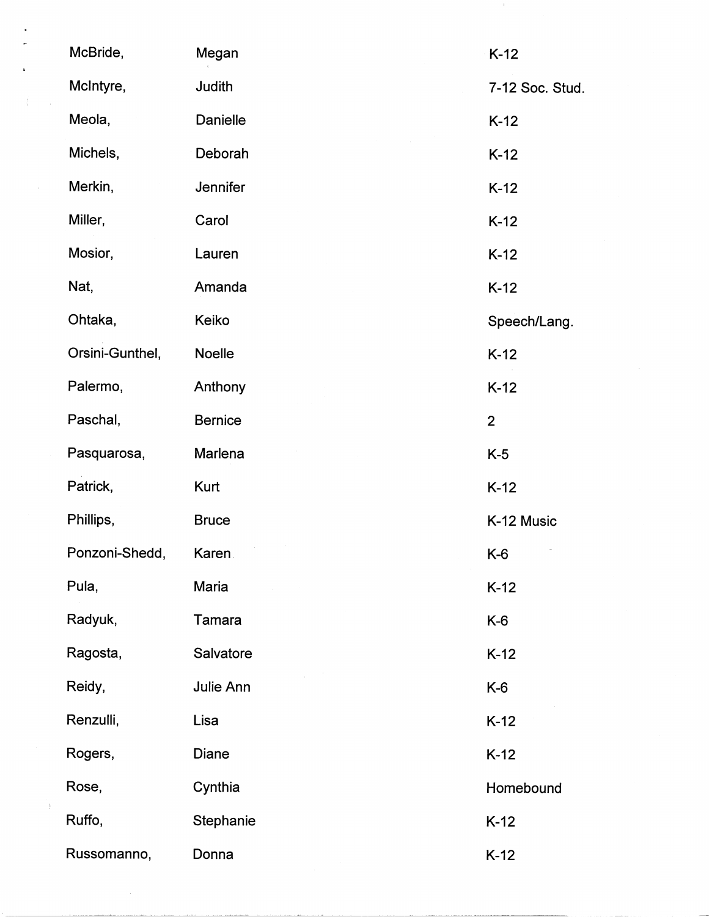| | | |
|---|---|---|
| McBride, | Megan | K-12 |
| McIntyre, | Judith | 7-12 Soc. Stud. |
| Meola, | Danielle | K-12 |
| Michels, | Deborah | K-12 |
| Merkin, | Jennifer | K-12 |
| Miller, | Carol | K-12 |
| Mosior, | Lauren | K-12 |
| Nat, | Amanda | K-12 |
| Ohtaka, | Keiko | Speech/Lang. |
| Orsini-Gunthel, | Noelle | K-12 |
| Palermo, | Anthony | K-12 |
| Paschal, | Bernice | 2 |
| Pasquarosa, | Marlena | K-5 |
| Patrick, | Kurt | K-12 |
| Phillips, | Bruce | K-12 Music |
| Ponzoni-Shedd, | Karen | K-6 |
| Pula, | Maria | K-12 |
| Radyuk, | Tamara | K-6 |
| Ragosta, | Salvatore | K-12 |
| Reidy, | Julie Ann | K-6 |
| Renzulli, | Lisa | K-12 |
| Rogers, | Diane | K-12 |
| Rose, | Cynthia | Homebound |
| Ruffo, | Stephanie | K-12 |
| Russomanno, | Donna | K-12 |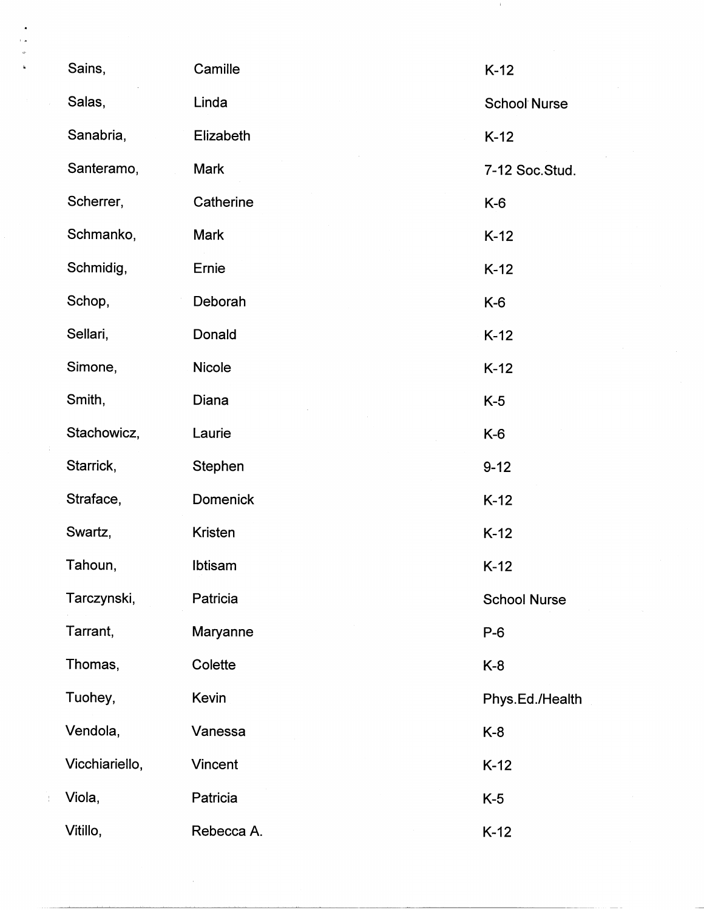| | | |
|---|---|---|
| Sains, | Camille | K-12 |
| Salas, | Linda | School Nurse |
| Sanabria, | Elizabeth | K-12 |
| Santeramo, | Mark | 7-12 Soc.Stud. |
| Scherrer, | Catherine | K-6 |
| Schmanko, | Mark | K-12 |
| Schmidig, | Ernie | K-12 |
| Schop, | Deborah | K-6 |
| Sellari, | Donald | K-12 |
| Simone, | Nicole | K-12 |
| Smith, | Diana | K-5 |
| Stachowicz, | Laurie | K-6 |
| Starrick, | Stephen | 9-12 |
| Straface, | Domenick | K-12 |
| Swartz, | Kristen | K-12 |
| Tahoun, | Ibtisam | K-12 |
| Tarczynski, | Patricia | School Nurse |
| Tarrant, | Maryanne | P-6 |
| Thomas, | Colette | K-8 |
| Tuohey, | Kevin | Phys.Ed./Health |
| Vendola, | Vanessa | K-8 |
| Vicchiariello, | Vincent | K-12 |
| Viola, | Patricia | K-5 |
| Vitillo, | Rebecca A. | K-12 |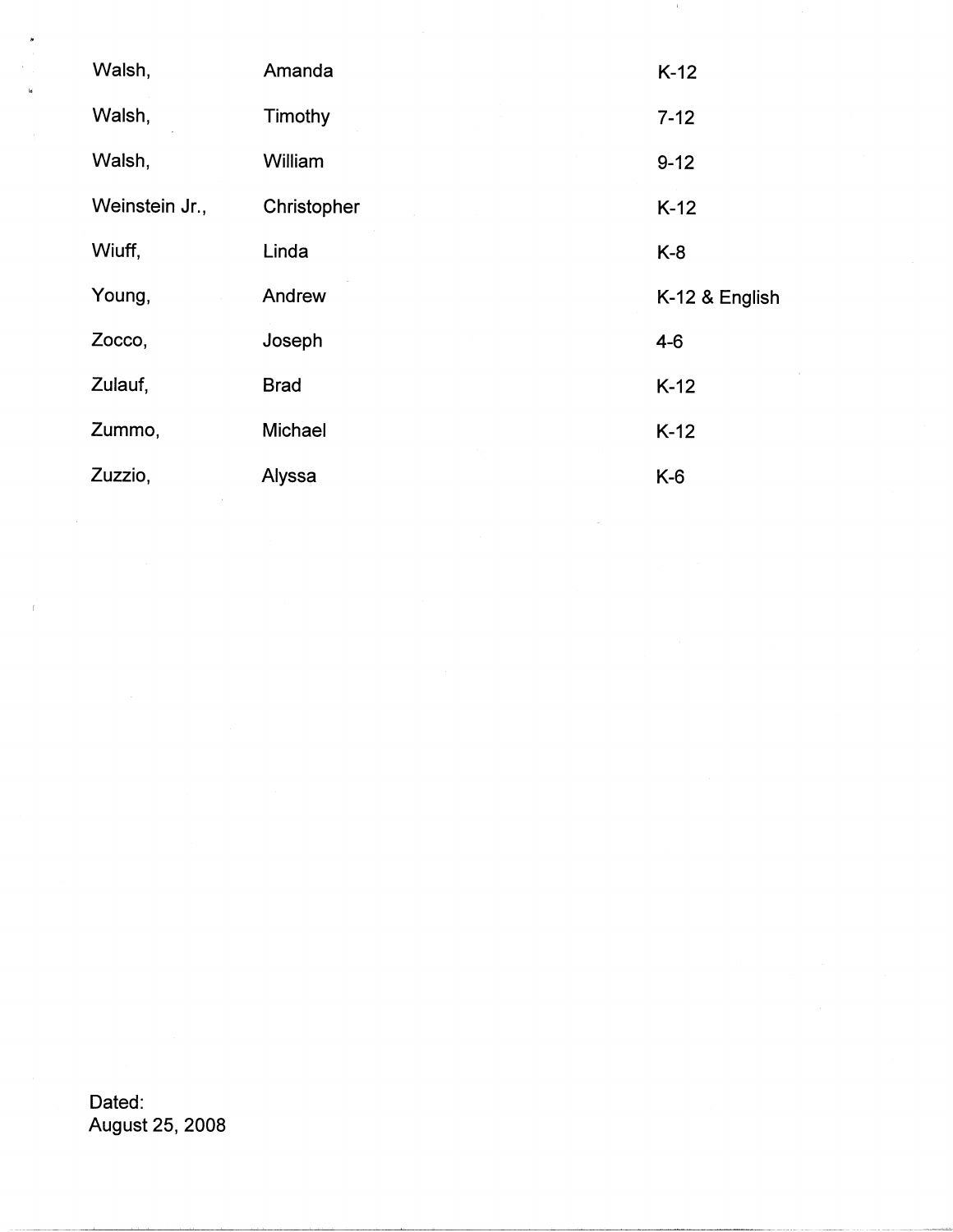| | | |
|---|---|---|
| Walsh, | Amanda | K-12 |
| Walsh, | Timothy | 7-12 |
| Walsh, | William | 9-12 |
| Weinstein Jr., | Christopher | K-12 |
| Wiuff, | Linda | K-8 |
| Young, | Andrew | K-12 & English |
| Zocco, | Joseph | 4-6 |
| Zulauf, | Brad | K-12 |
| Zummo, | Michael | K-12 |
| Zuzzio, | Alyssa | K-6 |

Dated:
August 25, 2008